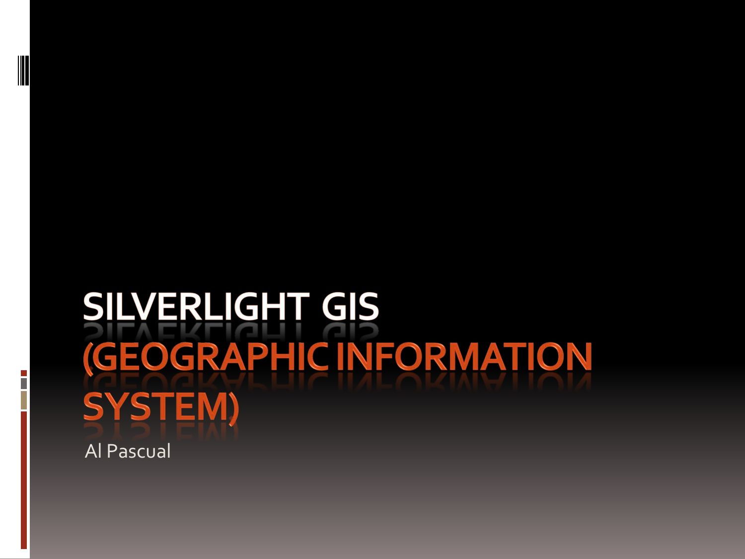# SILVERLIGHT GIS (GEOGRAPHIC INFORMATION SYSTEM)

Al Pascual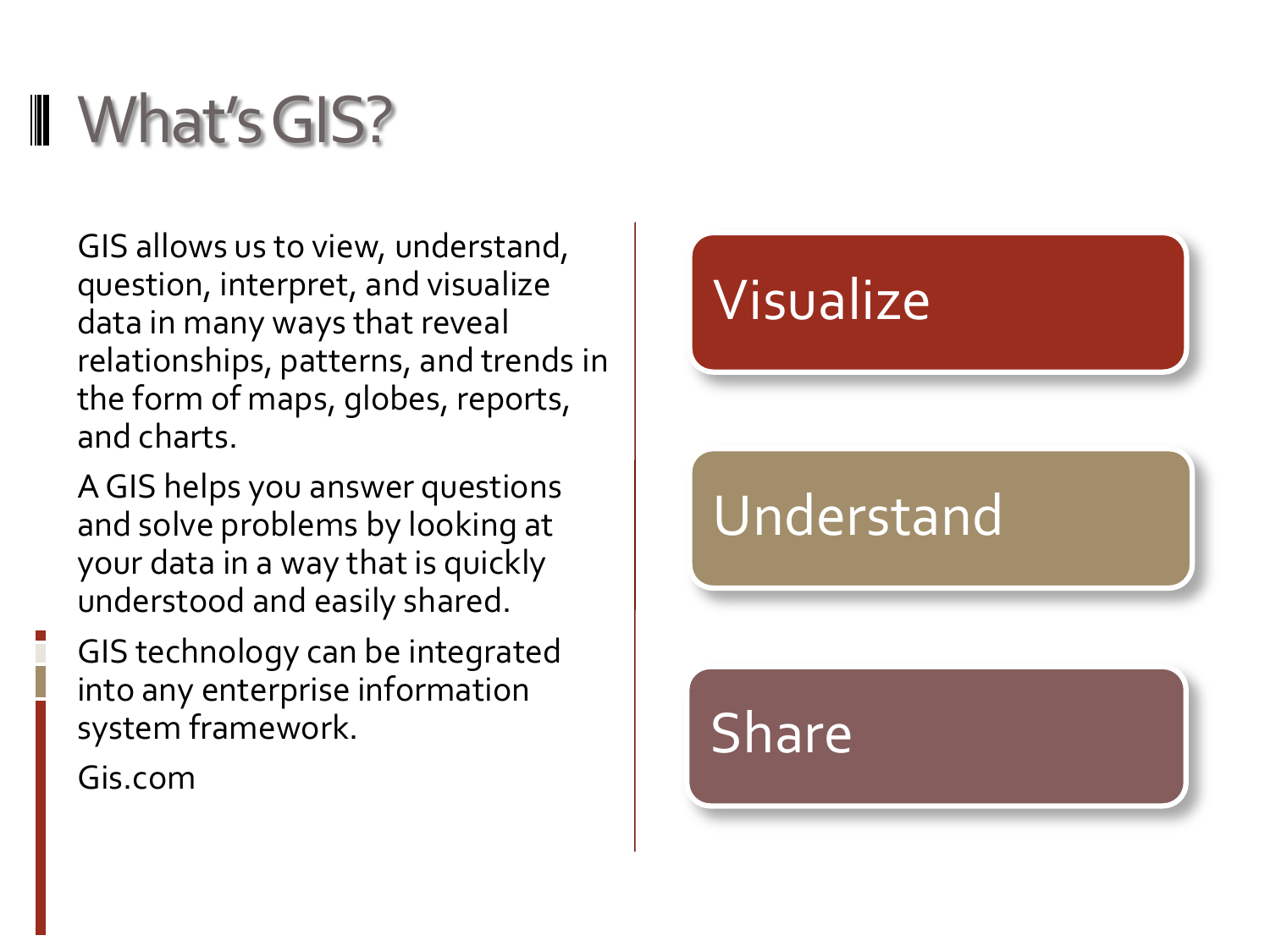# What's GIS?

GIS allows us to view, understand, question, interpret, and visualize data in many ways that reveal relationships, patterns, and trends in the form of maps, globes, reports, and charts.

A GIS helps you answer questions and solve problems by looking at your data in a way that is quickly understood and easily shared.

GIS technology can be integrated into any enterprise information system framework.

Gis.com

- Visualize
- Understand
- Share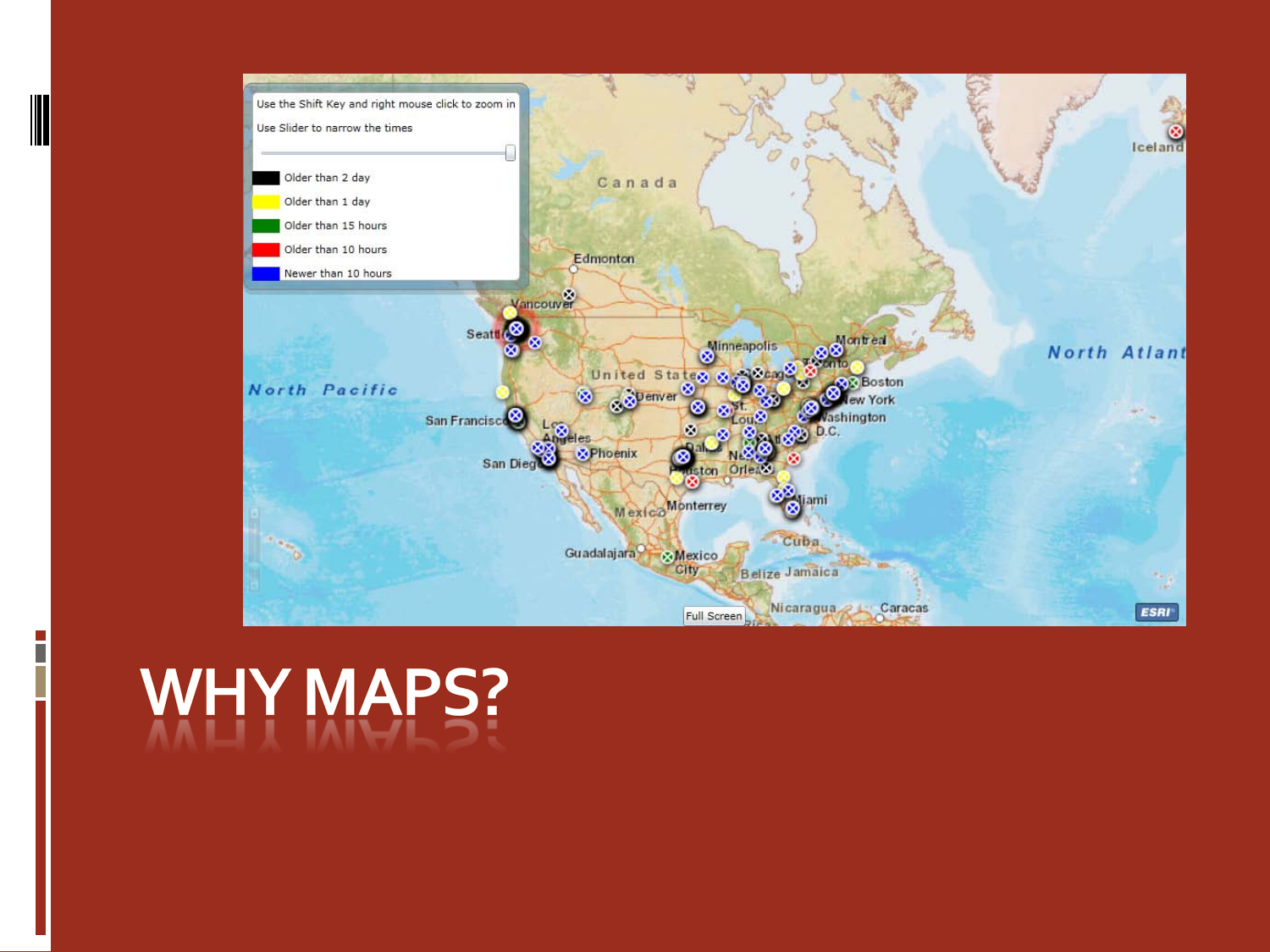# WHY MAPS?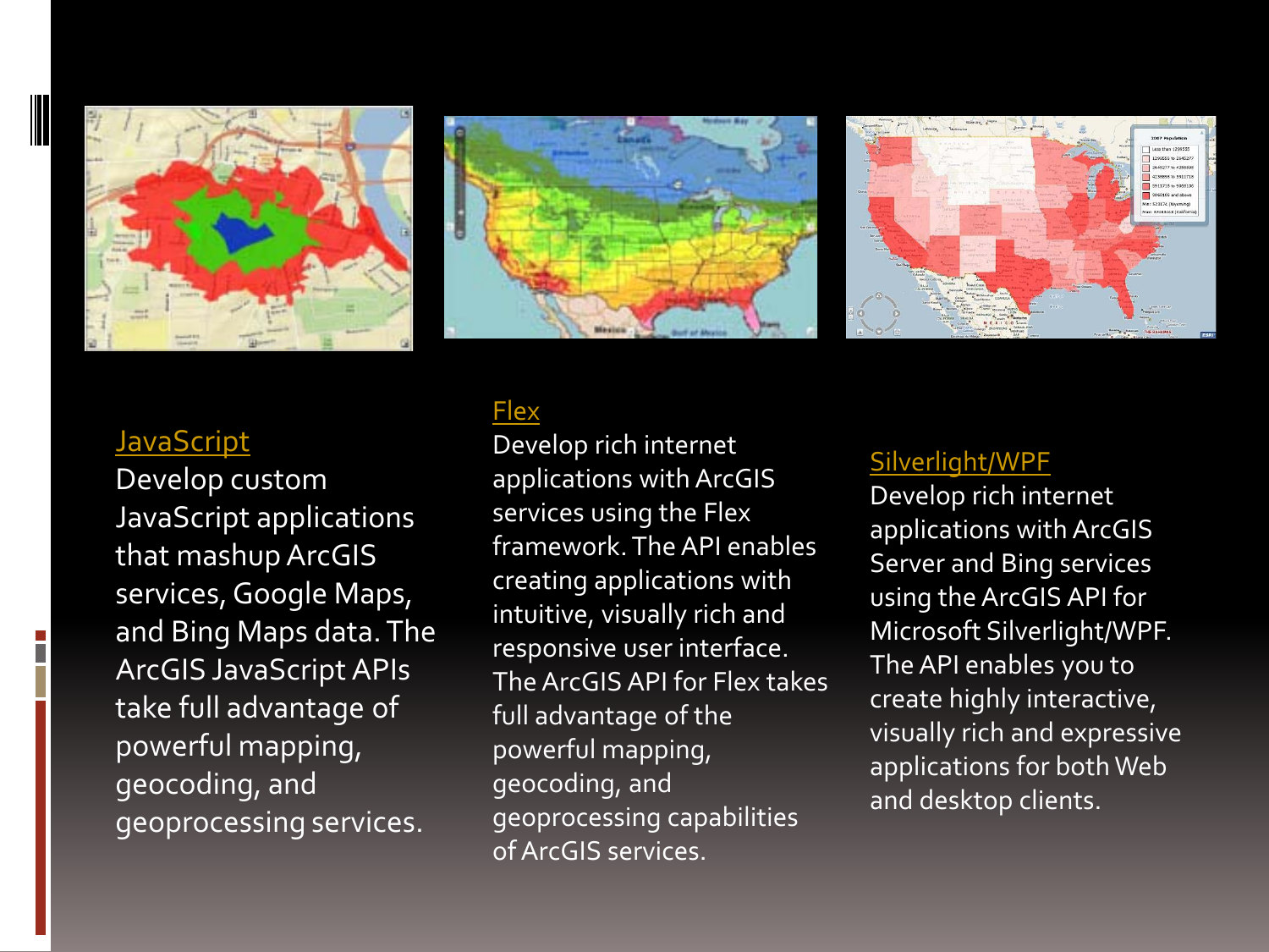## [JavaScript]

Develop custom JavaScript applications that mashup ArcGIS services, Google Maps, and Bing Maps data. The ArcGIS JavaScript APIs take full advantage of powerful mapping, geocoding, and geoprocessing services.

## [Flex]

Develop rich internet applications with ArcGIS services using the Flex framework. The API enables creating applications with intuitive, visually rich and responsive user interface. The ArcGIS API for Flex takes full advantage of the powerful mapping, geocoding, and geoprocessing capabilities of ArcGIS services.

## [Silverlight/WPF]

Develop rich internet applications with ArcGIS Server and Bing services using the ArcGIS API for Microsoft Silverlight/WPF. The API enables you to create highly interactive, visually rich and expressive applications for both Web and desktop clients.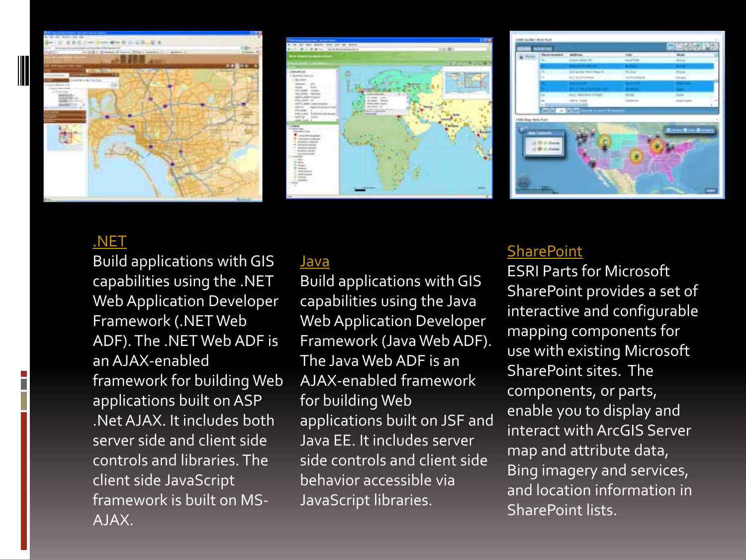## .NET

Build applications with GIS capabilities using the .NET Web Application Developer Framework (.NET Web ADF). The .NET Web ADF is an AJAX-enabled framework for building Web applications built on ASP .Net AJAX. It includes both server side and client side controls and libraries. The client side JavaScript framework is built on MS-AJAX.

## Java

Build applications with GIS capabilities using the Java Web Application Developer Framework (Java Web ADF). The Java Web ADF is an AJAX-enabled framework for building Web applications built on JSF and Java EE. It includes server side controls and client side behavior accessible via JavaScript libraries.

## SharePoint

ESRI Parts for Microsoft SharePoint provides a set of interactive and configurable mapping components for use with existing Microsoft SharePoint sites. The components, or parts, enable you to display and interact with ArcGIS Server map and attribute data, Bing imagery and services, and location information in SharePoint lists.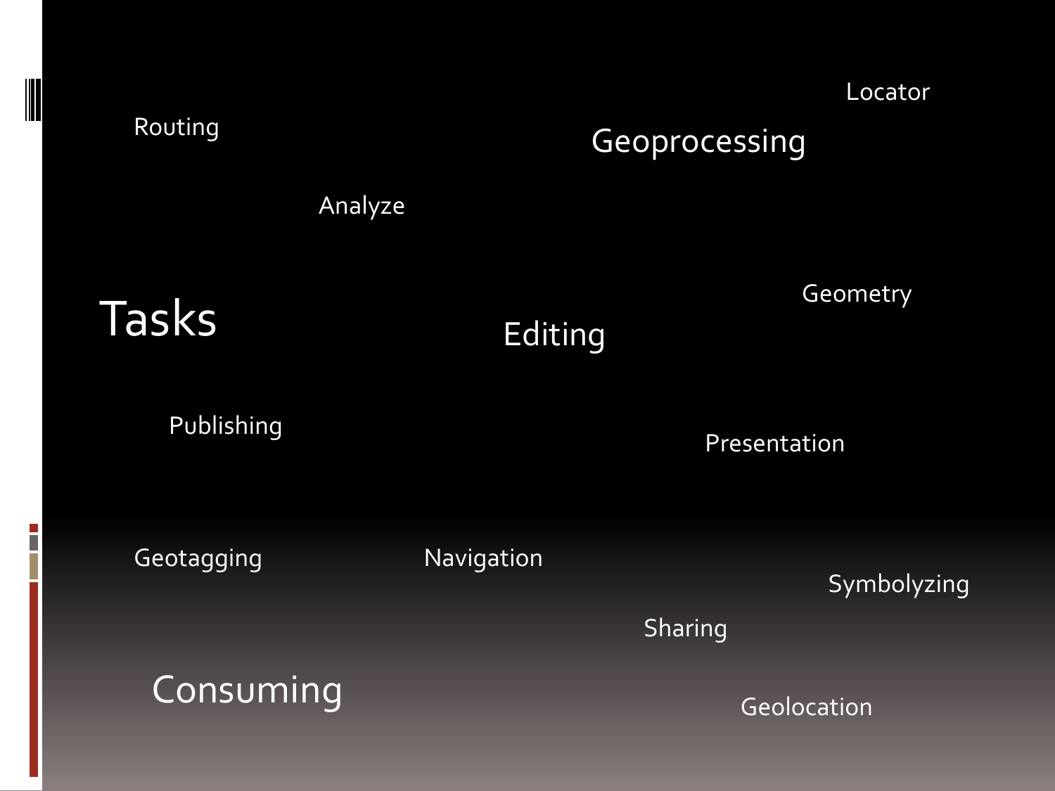# Tasks

Routing

Analyze

Geoprocessing

Locator

Geometry

Editing

Publishing

Presentation

Geotagging

Navigation

Symbolyzing

Sharing

Consuming

Geolocation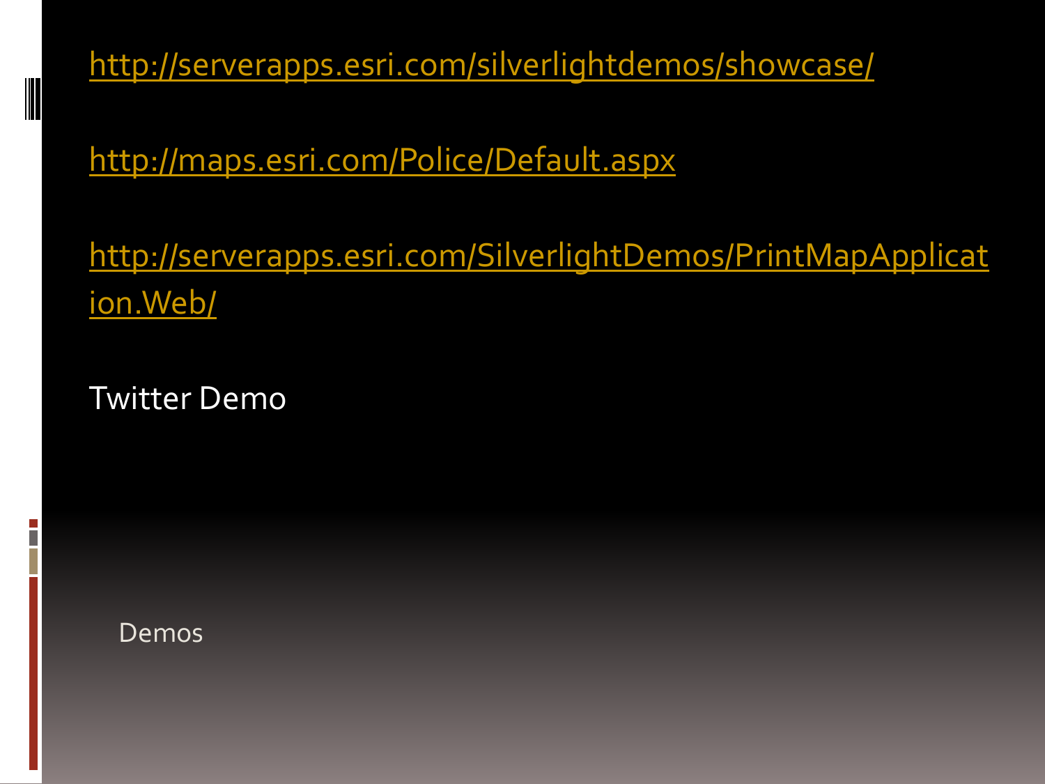# Demos

http://serverapps.esri.com/silverlightdemos/showcase/

http://maps.esri.com/Police/Default.aspx

http://serverapps.esri.com/SilverlightDemos/PrintMapApplication.Web/

Twitter Demo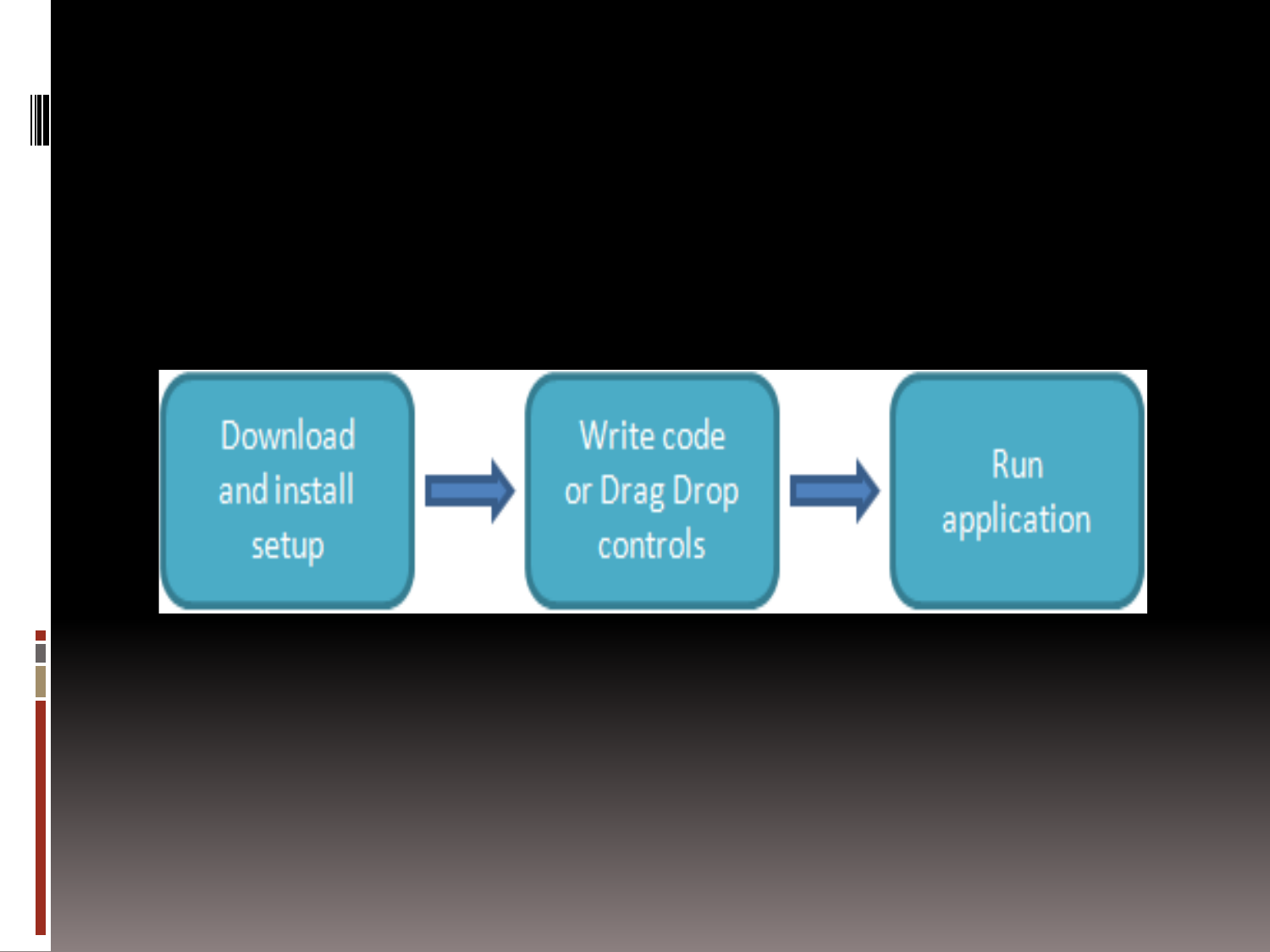Download and install setup → Write code or Drag Drop controls → Run application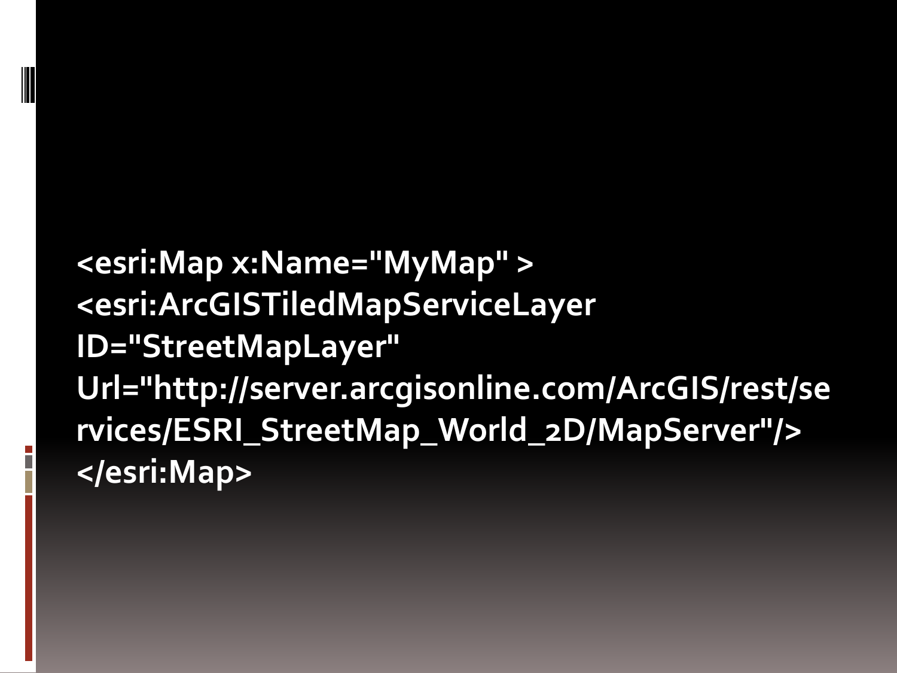```
<esri:Map x:Name="MyMap" >
<esri:ArcGISTiledMapServiceLayer
ID="StreetMapLayer"
Url="http://server.arcgisonline.com/ArcGIS/rest/services/ESRI_StreetMap_World_2D/MapServer"/>
</esri:Map>
```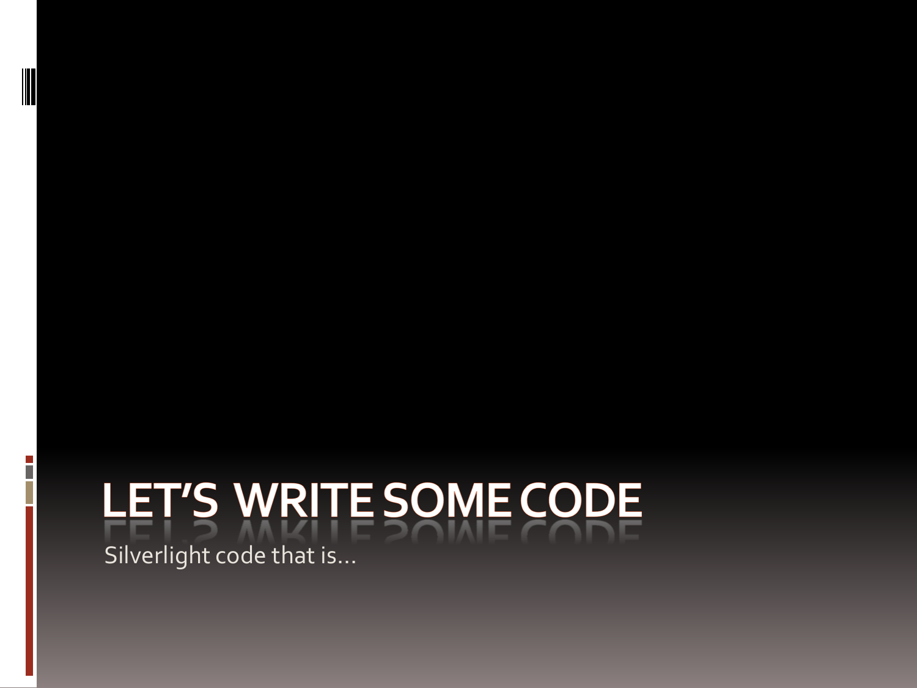# LET'S WRITE SOME CODE

Silverlight code that is…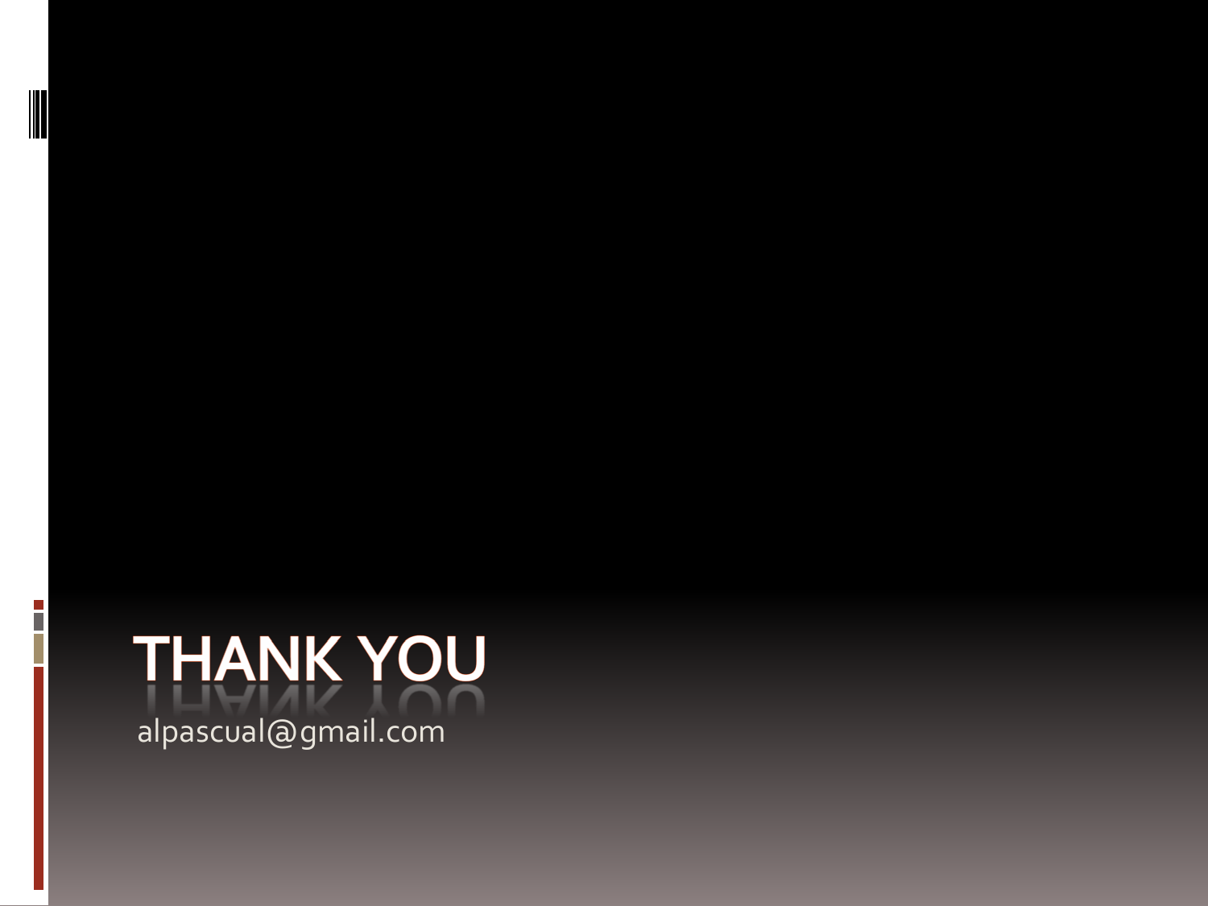# THANK YOU

alpascual@gmail.com